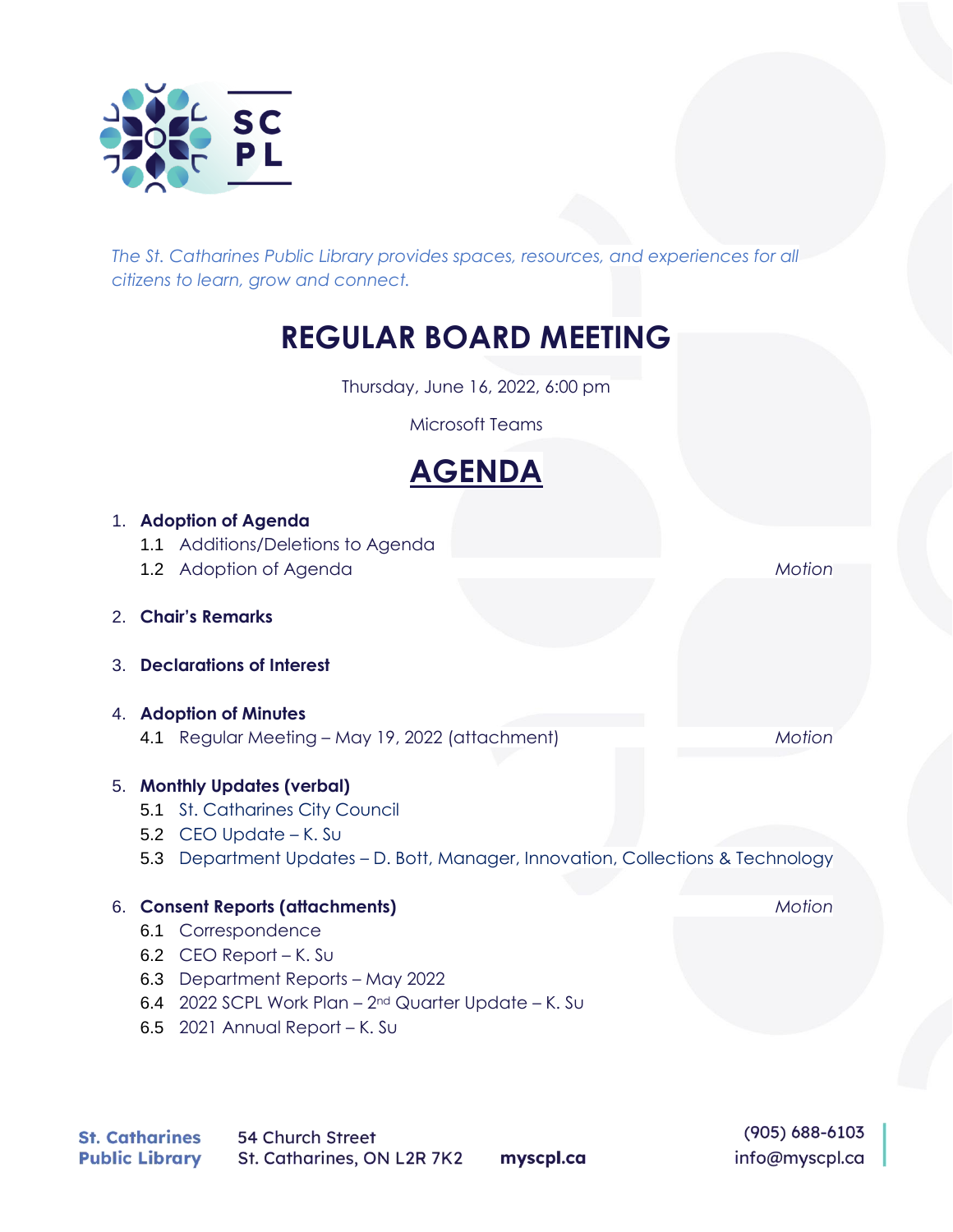*The St. Catharines Public Library provides spaces, resources, and experiences for all citizens to learn, grow and connect.*

# REGULAR BOARD MEETING

Thursday, June 16, 2022, 6:00 pm

Microsoft Teams

## AGENDA

1. **Adoption of Agenda**
   - 1.1 Additions/Deletions to Agenda
   - 1.2 Adoption of Agenda — *Motion*

2. **Chair's Remarks**

3. **Declarations of Interest**

4. **Adoption of Minutes**
   - 4.1 Regular Meeting – May 19, 2022 (attachment) — *Motion*

5. **Monthly Updates (verbal)**
   - 5.1 St. Catharines City Council
   - 5.2 CEO Update – K. Su
   - 5.3 Department Updates – D. Bott, Manager, Innovation, Collections & Technology

6. **Consent Reports (attachments)** — *Motion*
   - 6.1 Correspondence
   - 6.2 CEO Report – K. Su
   - 6.3 Department Reports – May 2022
   - 6.4 2022 SCPL Work Plan – 2nd Quarter Update – K. Su
   - 6.5 2021 Annual Report – K. Su

**St. Catharines Public Library**
54 Church Street
St. Catharines, ON L2R 7K2
**myscpl.ca**
(905) 688-6103
info@myscpl.ca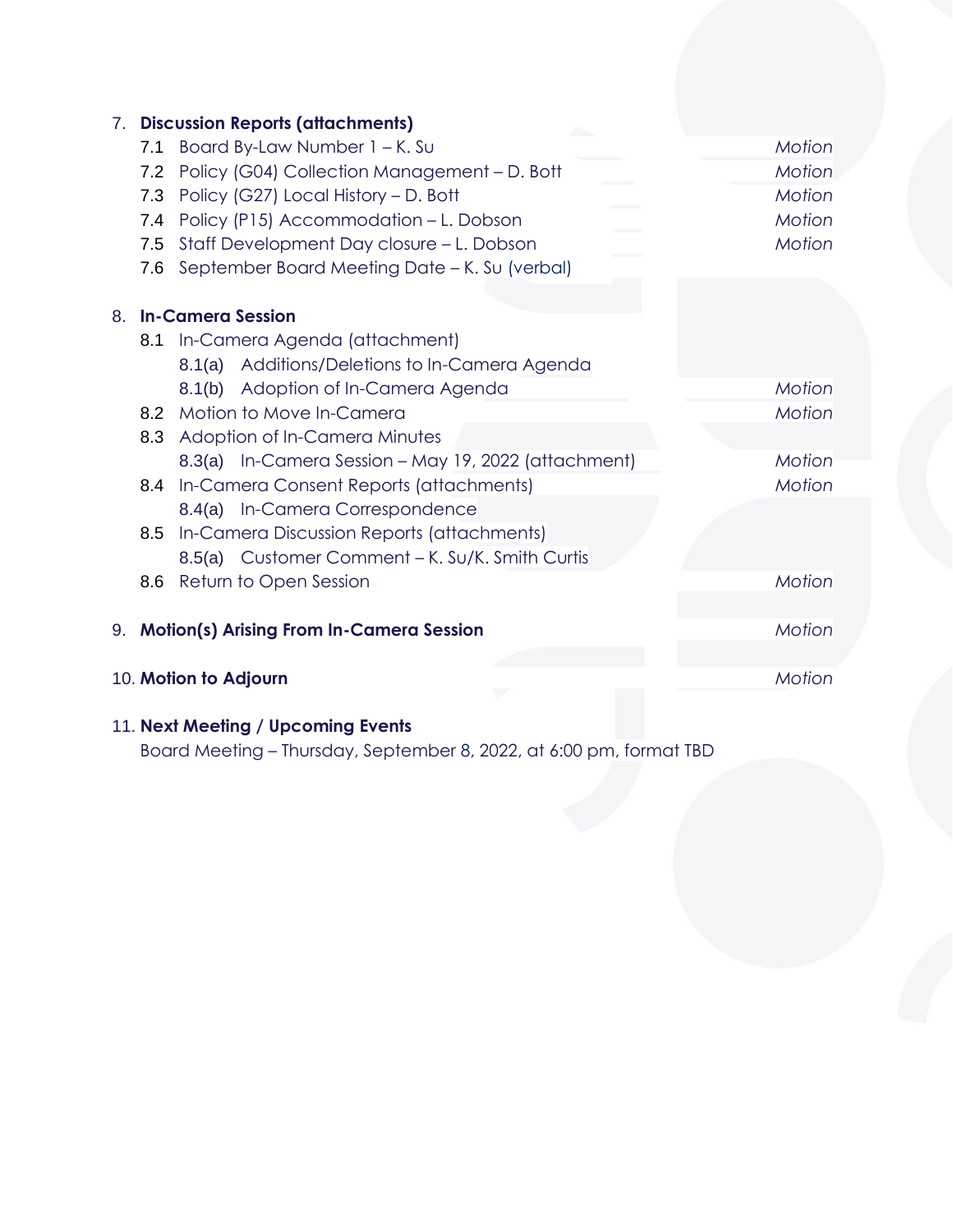7. **Discussion Reports (attachments)**
   - 7.1 Board By-Law Number 1 – K. Su *Motion*
   - 7.2 Policy (G04) Collection Management – D. Bott *Motion*
   - 7.3 Policy (G27) Local History – D. Bott *Motion*
   - 7.4 Policy (P15) Accommodation – L. Dobson *Motion*
   - 7.5 Staff Development Day closure – L. Dobson *Motion*
   - 7.6 September Board Meeting Date – K. Su (verbal)

8. **In-Camera Session**
   - 8.1 In-Camera Agenda (attachment)
     - 8.1(a) Additions/Deletions to In-Camera Agenda
     - 8.1(b) Adoption of In-Camera Agenda *Motion*
   - 8.2 Motion to Move In-Camera *Motion*
   - 8.3 Adoption of In-Camera Minutes
     - 8.3(a) In-Camera Session – May 19, 2022 (attachment) *Motion*
   - 8.4 In-Camera Consent Reports (attachments) *Motion*
     - 8.4(a) In-Camera Correspondence
   - 8.5 In-Camera Discussion Reports (attachments)
     - 8.5(a) Customer Comment – K. Su/K. Smith Curtis
   - 8.6 Return to Open Session *Motion*

9. **Motion(s) Arising From In-Camera Session** *Motion*

10. **Motion to Adjourn** *Motion*

11. **Next Meeting / Upcoming Events**

    Board Meeting – Thursday, September 8, 2022, at 6:00 pm, format TBD